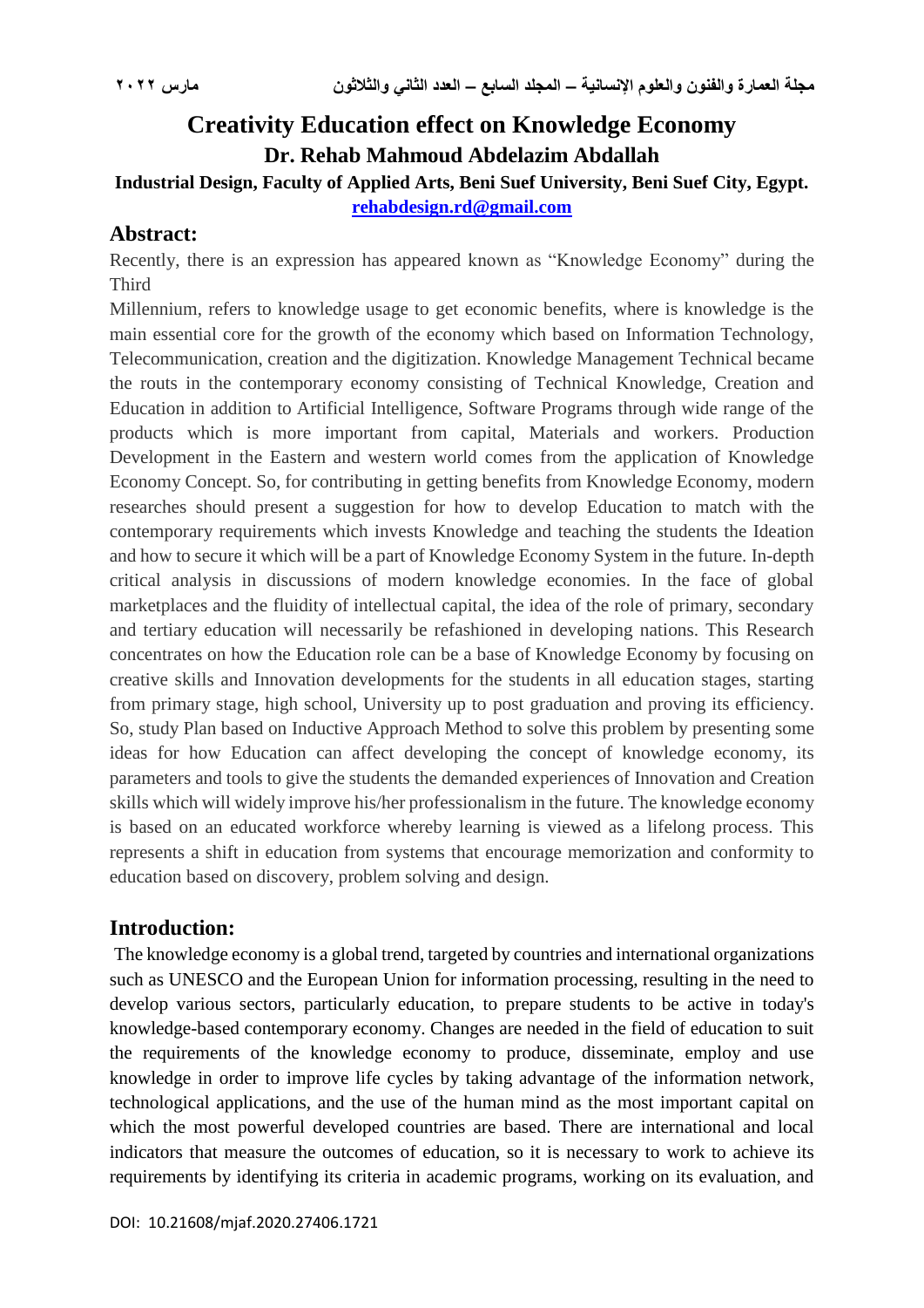# Creativity Education effect on Knowledge Economy

**Dr. Rehab Mahmoud Abdelazim Abdallah**

**Industrial Design, Faculty of Applied Arts, Beni Suef University, Beni Suef City, Egypt.**

**rehabdesign.rd@gmail.com**

## Abstract:

Recently, there is an expression has appeared known as "Knowledge Economy" during the Third

Millennium, refers to knowledge usage to get economic benefits, where is knowledge is the main essential core for the growth of the economy which based on Information Technology, Telecommunication, creation and the digitization. Knowledge Management Technical became the routs in the contemporary economy consisting of Technical Knowledge, Creation and Education in addition to Artificial Intelligence, Software Programs through wide range of the products which is more important from capital, Materials and workers. Production Development in the Eastern and western world comes from the application of Knowledge Economy Concept. So, for contributing in getting benefits from Knowledge Economy, modern researches should present a suggestion for how to develop Education to match with the contemporary requirements which invests Knowledge and teaching the students the Ideation and how to secure it which will be a part of Knowledge Economy System in the future. In-depth critical analysis in discussions of modern knowledge economies. In the face of global marketplaces and the fluidity of intellectual capital, the idea of the role of primary, secondary and tertiary education will necessarily be refashioned in developing nations. This Research concentrates on how the Education role can be a base of Knowledge Economy by focusing on creative skills and Innovation developments for the students in all education stages, starting from primary stage, high school, University up to post graduation and proving its efficiency. So, study Plan based on Inductive Approach Method to solve this problem by presenting some ideas for how Education can affect developing the concept of knowledge economy, its parameters and tools to give the students the demanded experiences of Innovation and Creation skills which will widely improve his/her professionalism in the future. The knowledge economy is based on an educated workforce whereby learning is viewed as a lifelong process. This represents a shift in education from systems that encourage memorization and conformity to education based on discovery, problem solving and design.

## Introduction:

The knowledge economy is a global trend, targeted by countries and international organizations such as UNESCO and the European Union for information processing, resulting in the need to develop various sectors, particularly education, to prepare students to be active in today's knowledge-based contemporary economy. Changes are needed in the field of education to suit the requirements of the knowledge economy to produce, disseminate, employ and use knowledge in order to improve life cycles by taking advantage of the information network, technological applications, and the use of the human mind as the most important capital on which the most powerful developed countries are based. There are international and local indicators that measure the outcomes of education, so it is necessary to work to achieve its requirements by identifying its criteria in academic programs, working on its evaluation, and

DOI: 10.21608/mjaf.2020.27406.1721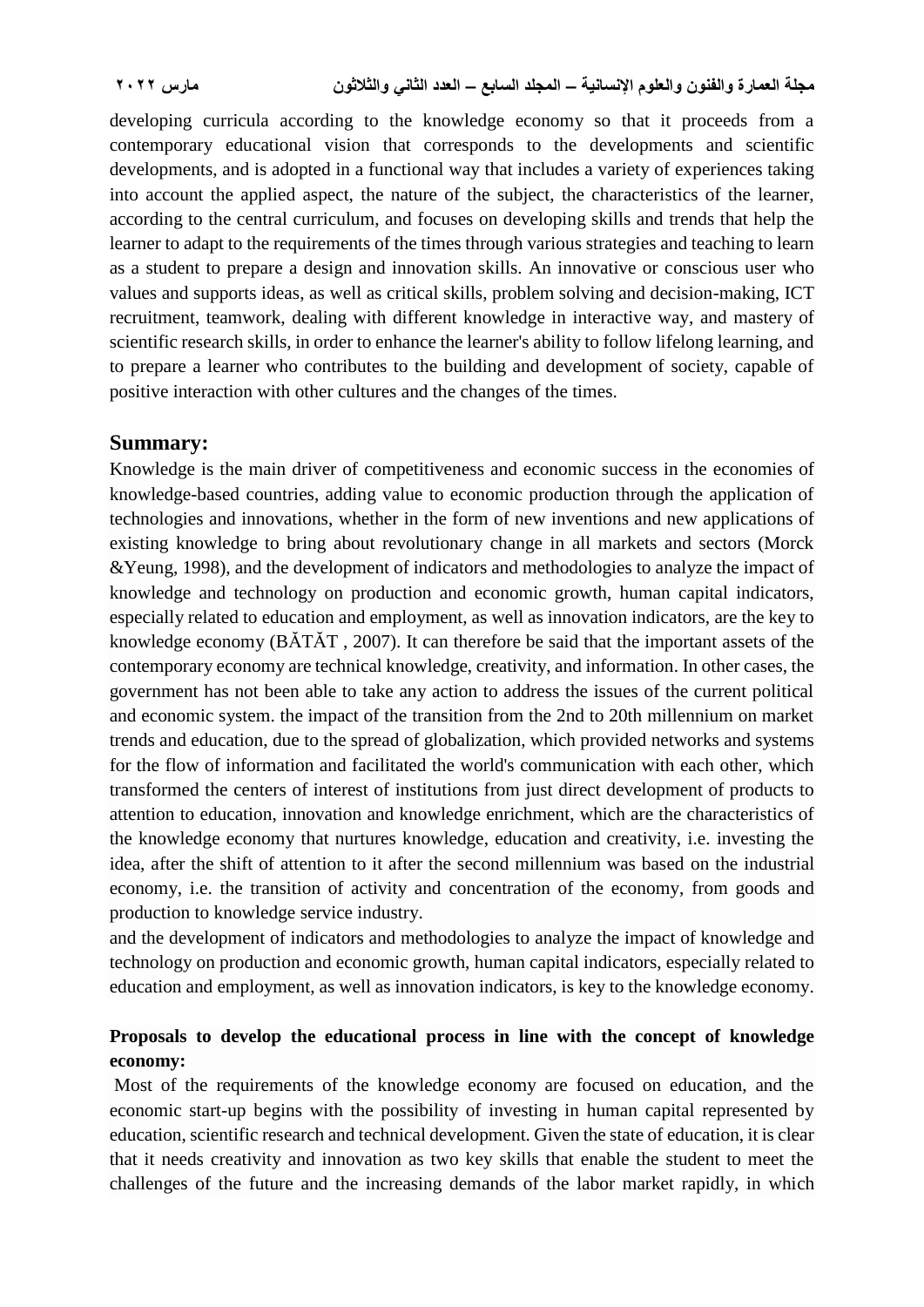developing curricula according to the knowledge economy so that it proceeds from a contemporary educational vision that corresponds to the developments and scientific developments, and is adopted in a functional way that includes a variety of experiences taking into account the applied aspect, the nature of the subject, the characteristics of the learner, according to the central curriculum, and focuses on developing skills and trends that help the learner to adapt to the requirements of the times through various strategies and teaching to learn as a student to prepare a design and innovation skills. An innovative or conscious user who values and supports ideas, as well as critical skills, problem solving and decision-making, ICT recruitment, teamwork, dealing with different knowledge in interactive way, and mastery of scientific research skills, in order to enhance the learner's ability to follow lifelong learning, and to prepare a learner who contributes to the building and development of society, capable of positive interaction with other cultures and the changes of the times.

## Summary:

Knowledge is the main driver of competitiveness and economic success in the economies of knowledge-based countries, adding value to economic production through the application of technologies and innovations, whether in the form of new inventions and new applications of existing knowledge to bring about revolutionary change in all markets and sectors (Morck &Yeung, 1998), and the development of indicators and methodologies to analyze the impact of knowledge and technology on production and economic growth, human capital indicators, especially related to education and employment, as well as innovation indicators, are the key to knowledge economy (BĂTĂT , 2007). It can therefore be said that the important assets of the contemporary economy are technical knowledge, creativity, and information. In other cases, the government has not been able to take any action to address the issues of the current political and economic system. the impact of the transition from the 2nd to 20th millennium on market trends and education, due to the spread of globalization, which provided networks and systems for the flow of information and facilitated the world's communication with each other, which transformed the centers of interest of institutions from just direct development of products to attention to education, innovation and knowledge enrichment, which are the characteristics of the knowledge economy that nurtures knowledge, education and creativity, i.e. investing the idea, after the shift of attention to it after the second millennium was based on the industrial economy, i.e. the transition of activity and concentration of the economy, from goods and production to knowledge service industry.

and the development of indicators and methodologies to analyze the impact of knowledge and technology on production and economic growth, human capital indicators, especially related to education and employment, as well as innovation indicators, is key to the knowledge economy.

### Proposals to develop the educational process in line with the concept of knowledge economy:

Most of the requirements of the knowledge economy are focused on education, and the economic start-up begins with the possibility of investing in human capital represented by education, scientific research and technical development. Given the state of education, it is clear that it needs creativity and innovation as two key skills that enable the student to meet the challenges of the future and the increasing demands of the labor market rapidly, in which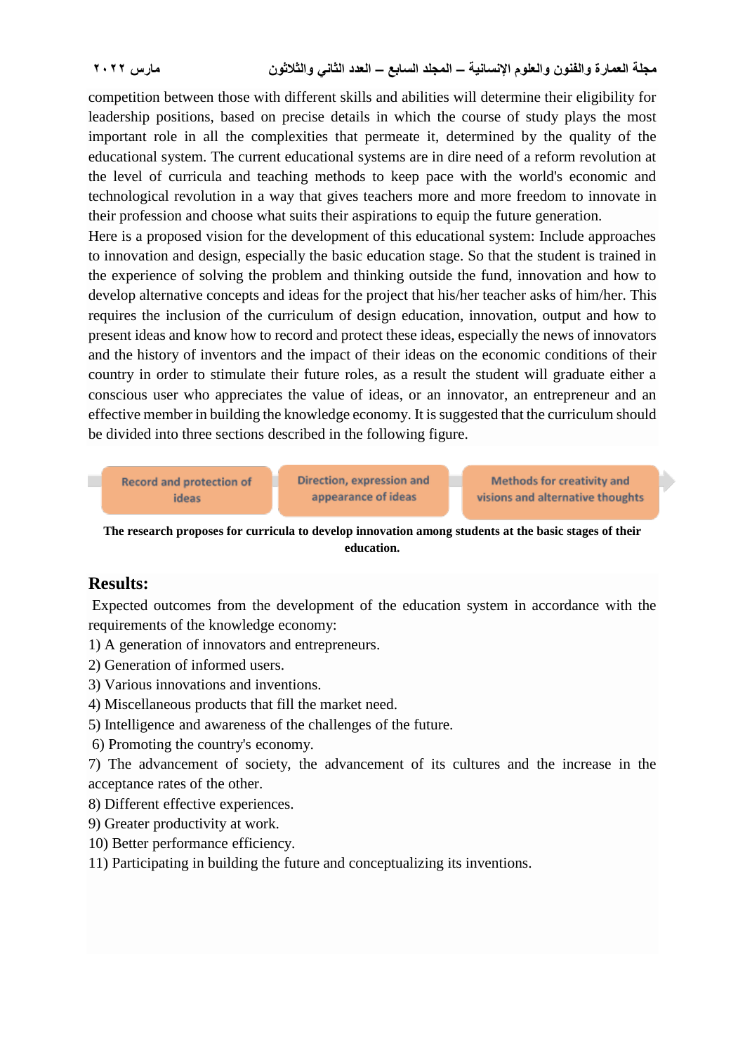competition between those with different skills and abilities will determine their eligibility for leadership positions, based on precise details in which the course of study plays the most important role in all the complexities that permeate it, determined by the quality of the educational system. The current educational systems are in dire need of a reform revolution at the level of curricula and teaching methods to keep pace with the world's economic and technological revolution in a way that gives teachers more and more freedom to innovate in their profession and choose what suits their aspirations to equip the future generation.

Here is a proposed vision for the development of this educational system: Include approaches to innovation and design, especially the basic education stage. So that the student is trained in the experience of solving the problem and thinking outside the fund, innovation and how to develop alternative concepts and ideas for the project that his/her teacher asks of him/her. This requires the inclusion of the curriculum of design education, innovation, output and how to present ideas and know how to record and protect these ideas, especially the news of innovators and the history of inventors and the impact of their ideas on the economic conditions of their country in order to stimulate their future roles, as a result the student will graduate either a conscious user who appreciates the value of ideas, or an innovator, an entrepreneur and an effective member in building the knowledge economy. It is suggested that the curriculum should be divided into three sections described in the following figure.

Record and protection of ideas → Direction, expression and appearance of ideas → Methods for creativity and visions and alternative thoughts

**The research proposes for curricula to develop innovation among students at the basic stages of their education.**

## Results:

Expected outcomes from the development of the education system in accordance with the requirements of the knowledge economy:

1) A generation of innovators and entrepreneurs.
2) Generation of informed users.
3) Various innovations and inventions.
4) Miscellaneous products that fill the market need.
5) Intelligence and awareness of the challenges of the future.
6) Promoting the country's economy.
7) The advancement of society, the advancement of its cultures and the increase in the acceptance rates of the other.
8) Different effective experiences.
9) Greater productivity at work.
10) Better performance efficiency.
11) Participating in building the future and conceptualizing its inventions.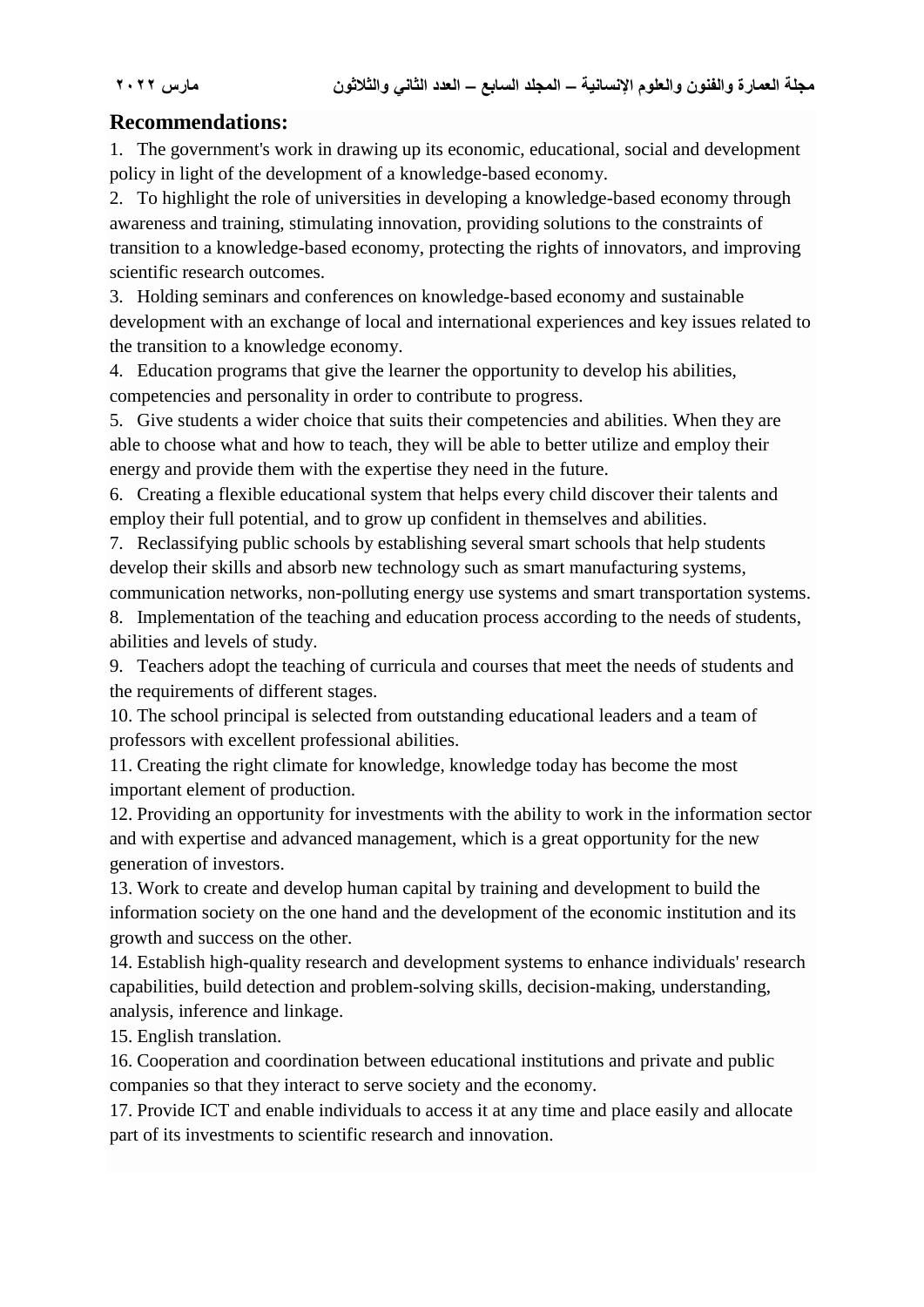## Recommendations:

1. The government's work in drawing up its economic, educational, social and development policy in light of the development of a knowledge-based economy.
2. To highlight the role of universities in developing a knowledge-based economy through awareness and training, stimulating innovation, providing solutions to the constraints of transition to a knowledge-based economy, protecting the rights of innovators, and improving scientific research outcomes.
3. Holding seminars and conferences on knowledge-based economy and sustainable development with an exchange of local and international experiences and key issues related to the transition to a knowledge economy.
4. Education programs that give the learner the opportunity to develop his abilities, competencies and personality in order to contribute to progress.
5. Give students a wider choice that suits their competencies and abilities. When they are able to choose what and how to teach, they will be able to better utilize and employ their energy and provide them with the expertise they need in the future.
6. Creating a flexible educational system that helps every child discover their talents and employ their full potential, and to grow up confident in themselves and abilities.
7. Reclassifying public schools by establishing several smart schools that help students develop their skills and absorb new technology such as smart manufacturing systems, communication networks, non-polluting energy use systems and smart transportation systems.
8. Implementation of the teaching and education process according to the needs of students, abilities and levels of study.
9. Teachers adopt the teaching of curricula and courses that meet the needs of students and the requirements of different stages.
10. The school principal is selected from outstanding educational leaders and a team of professors with excellent professional abilities.
11. Creating the right climate for knowledge, knowledge today has become the most important element of production.
12. Providing an opportunity for investments with the ability to work in the information sector and with expertise and advanced management, which is a great opportunity for the new generation of investors.
13. Work to create and develop human capital by training and development to build the information society on the one hand and the development of the economic institution and its growth and success on the other.
14. Establish high-quality research and development systems to enhance individuals' research capabilities, build detection and problem-solving skills, decision-making, understanding, analysis, inference and linkage.
15. English translation.
16. Cooperation and coordination between educational institutions and private and public companies so that they interact to serve society and the economy.
17. Provide ICT and enable individuals to access it at any time and place easily and allocate part of its investments to scientific research and innovation.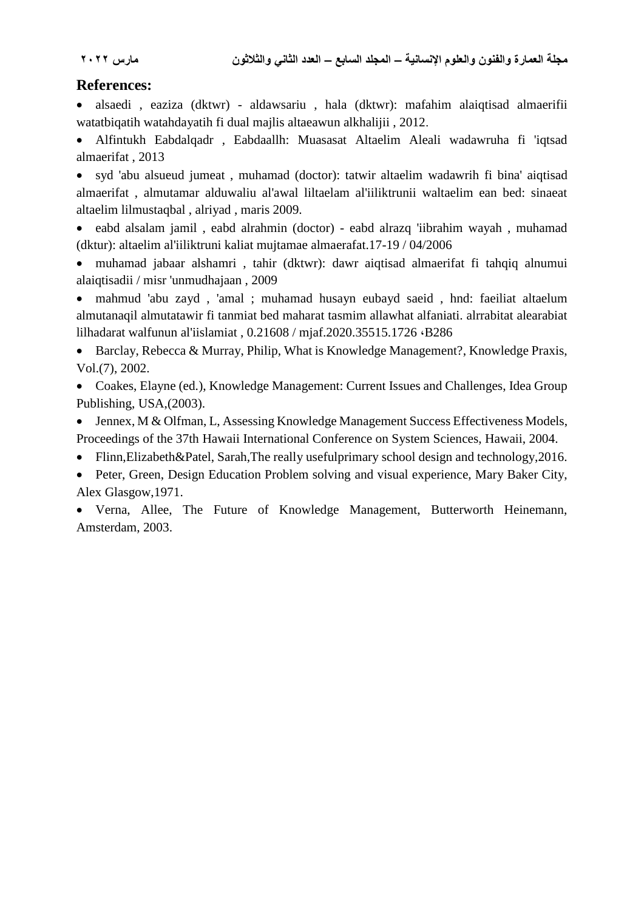## References:

- alsaedi , eaziza (dktwr) - aldawsariu , hala (dktwr): mafahim alaiqtisad almaerifii watatbiqatih watahdayatih fi dual majlis altaeawun alkhalijii , 2012.
- Alfintukh Eabdalqadr , Eabdaallh: Muasasat Altaelim Aleali wadawruha fi 'iqtsad almaerifat , 2013
- syd 'abu alsueud jumeat , muhamad (doctor): tatwir altaelim wadawrih fi bina' aiqtisad almaerifat , almutamar alduwaliu al'awal liltaelam al'iiliktrunii waltaelim ean bed: sinaeat altaelim lilmustaqbal , alriyad , maris 2009.
- eabd alsalam jamil , eabd alrahmin (doctor) - eabd alrazq 'iibrahim wayah , muhamad (dktur): altaelim al'iiliktruni kaliat mujtamae almaerafat.17-19 / 04/2006
- muhamad jabaar alshamri , tahir (dktwr): dawr aiqtisad almaerifat fi tahqiq alnumui alaiqtisadii / misr 'unmudhajaan , 2009
- mahmud 'abu zayd , 'amal ; muhamad husayn eubayd saeid , hnd: faeiliat altaelum almutanaqil almutatawir fi tanmiat bed maharat tasmim allawhat alfaniati. alrrabitat alearabiat lilhadarat walfunun al'iislamiat , 0.21608 / mjaf.2020.35515.1726 ،B286
- Barclay, Rebecca & Murray, Philip, What is Knowledge Management?, Knowledge Praxis, Vol.(7), 2002.
- Coakes, Elayne (ed.), Knowledge Management: Current Issues and Challenges, Idea Group Publishing, USA,(2003).
- Jennex, M & Olfman, L, Assessing Knowledge Management Success Effectiveness Models, Proceedings of the 37th Hawaii International Conference on System Sciences, Hawaii, 2004.
- Flinn,Elizabeth&Patel, Sarah,The really usefulprimary school design and technology,2016.
- Peter, Green, Design Education Problem solving and visual experience, Mary Baker City, Alex Glasgow,1971.
- Verna, Allee, The Future of Knowledge Management, Butterworth Heinemann, Amsterdam, 2003.